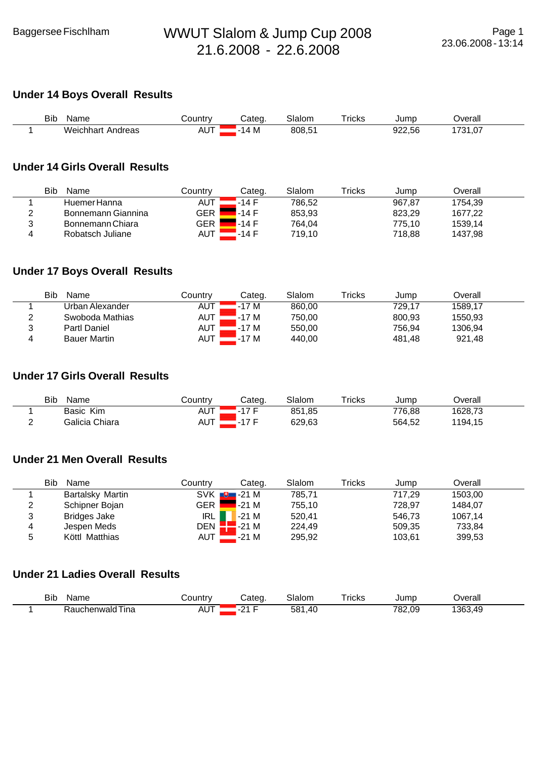Baggersee Fischlham

# WWUT Slalom & Jump Cup 2008
21.6.2008 - 22.6.2008

23.06.2008 - 13:14

## Under 14 Boys Overall Results

| | Bib | Name | Country | Categ. | Slalom | Tricks | Jump | Overall |
|---|---|---|---|---|---|---|---|---|
| 1 | | Weichhart Andreas | AUT | -14 M | 808,51 | | 922,56 | 1731,07 |

## Under 14 Girls Overall Results

| | Bib | Name | Country | Categ. | Slalom | Tricks | Jump | Overall |
|---|---|---|---|---|---|---|---|---|
| 1 | | Huemer Hanna | AUT | -14 F | 786,52 | | 967,87 | 1754,39 |
| 2 | | Bonnemann Giannina | GER | -14 F | 853,93 | | 823,29 | 1677,22 |
| 3 | | Bonnemann Chiara | GER | -14 F | 764,04 | | 775,10 | 1539,14 |
| 4 | | Robatsch Juliane | AUT | -14 F | 719,10 | | 718,88 | 1437,98 |

## Under 17 Boys Overall Results

| | Bib | Name | Country | Categ. | Slalom | Tricks | Jump | Overall |
|---|---|---|---|---|---|---|---|---|
| 1 | | Urban Alexander | AUT | -17 M | 860,00 | | 729,17 | 1589,17 |
| 2 | | Swoboda Mathias | AUT | -17 M | 750,00 | | 800,93 | 1550,93 |
| 3 | | Partl Daniel | AUT | -17 M | 550,00 | | 756,94 | 1306,94 |
| 4 | | Bauer Martin | AUT | -17 M | 440,00 | | 481,48 | 921,48 |

## Under 17 Girls Overall Results

| | Bib | Name | Country | Categ. | Slalom | Tricks | Jump | Overall |
|---|---|---|---|---|---|---|---|---|
| 1 | | Basic Kim | AUT | -17 F | 851,85 | | 776,88 | 1628,73 |
| 2 | | Galicia Chiara | AUT | -17 F | 629,63 | | 564,52 | 1194,15 |

## Under 21 Men Overall Results

| | Bib | Name | Country | Categ. | Slalom | Tricks | Jump | Overall |
|---|---|---|---|---|---|---|---|---|
| 1 | | Bartalsky Martin | SVK | -21 M | 785,71 | | 717,29 | 1503,00 |
| 2 | | Schipner Bojan | GER | -21 M | 755,10 | | 728,97 | 1484,07 |
| 3 | | Bridges Jake | IRL | -21 M | 520,41 | | 546,73 | 1067,14 |
| 4 | | Jespen Meds | DEN | -21 M | 224,49 | | 509,35 | 733,84 |
| 5 | | Köttl Matthias | AUT | -21 M | 295,92 | | 103,61 | 399,53 |

## Under 21 Ladies Overall Results

| | Bib | Name | Country | Categ. | Slalom | Tricks | Jump | Overall |
|---|---|---|---|---|---|---|---|---|
| 1 | | Rauchenwald Tina | AUT | -21 F | 581,40 | | 782,09 | 1363,49 |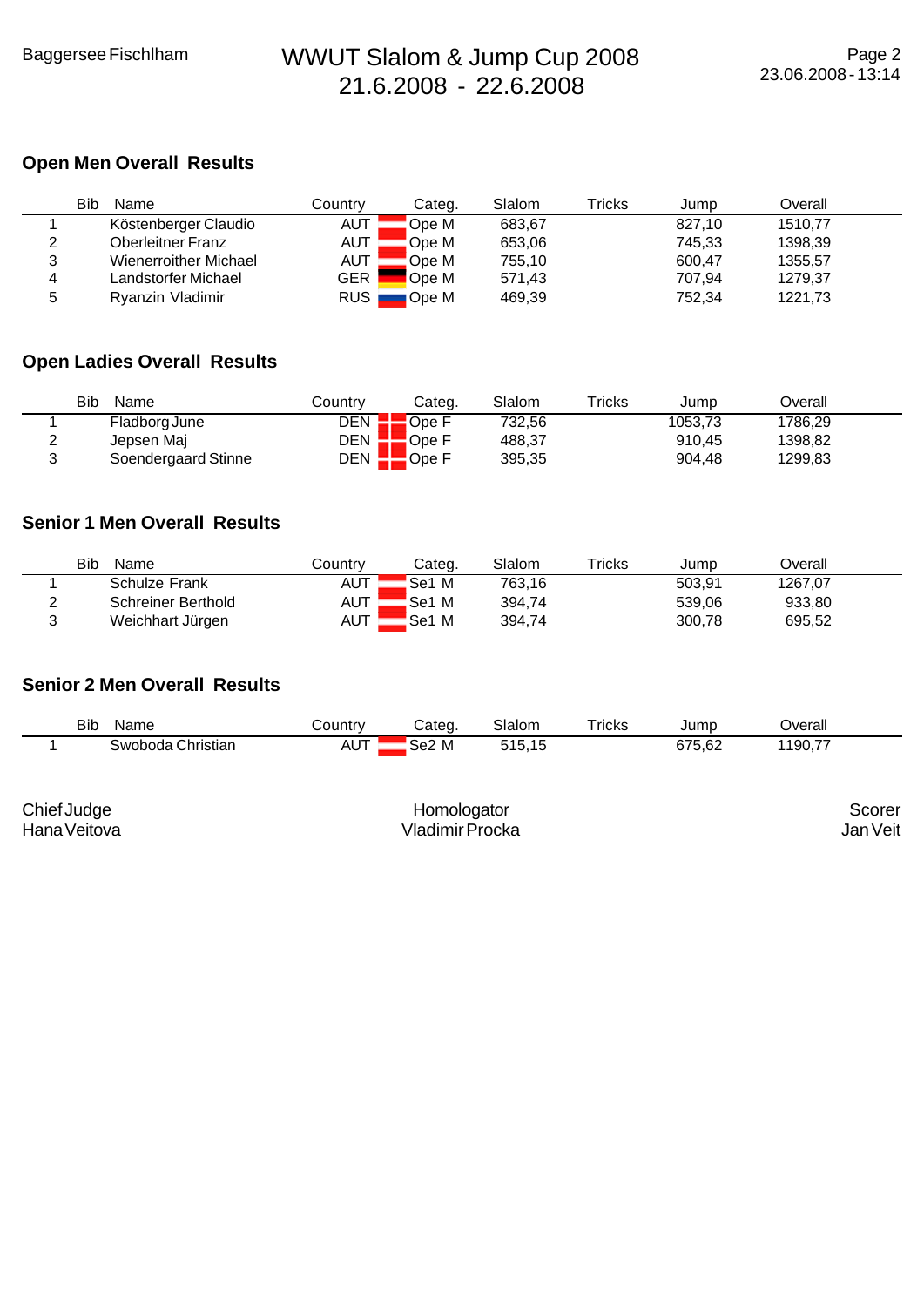Baggersee Fischlham

# WWUT Slalom & Jump Cup 2008
21.6.2008 - 22.6.2008

## Open Men Overall Results

| | Bib | Name | Country | Categ. | Slalom | Tricks | Jump | Overall |
|---|---|---|---|---|---|---|---|---|
| 1 | | Köstenberger Claudio | AUT | Ope M | 683,67 | | 827,10 | 1510,77 |
| 2 | | Oberleitner Franz | AUT | Ope M | 653,06 | | 745,33 | 1398,39 |
| 3 | | Wienerroither Michael | AUT | Ope M | 755,10 | | 600,47 | 1355,57 |
| 4 | | Landstorfer Michael | GER | Ope M | 571,43 | | 707,94 | 1279,37 |
| 5 | | Ryanzin Vladimir | RUS | Ope M | 469,39 | | 752,34 | 1221,73 |

## Open Ladies Overall Results

| | Bib | Name | Country | Categ. | Slalom | Tricks | Jump | Overall |
|---|---|---|---|---|---|---|---|---|
| 1 | | Fladborg June | DEN | Ope F | 732,56 | | 1053,73 | 1786,29 |
| 2 | | Jepsen Maj | DEN | Ope F | 488,37 | | 910,45 | 1398,82 |
| 3 | | Soendergaard Stinne | DEN | Ope F | 395,35 | | 904,48 | 1299,83 |

## Senior 1 Men Overall Results

| | Bib | Name | Country | Categ. | Slalom | Tricks | Jump | Overall |
|---|---|---|---|---|---|---|---|---|
| 1 | | Schulze Frank | AUT | Se1 M | 763,16 | | 503,91 | 1267,07 |
| 2 | | Schreiner Berthold | AUT | Se1 M | 394,74 | | 539,06 | 933,80 |
| 3 | | Weichhart Jürgen | AUT | Se1 M | 394,74 | | 300,78 | 695,52 |

## Senior 2 Men Overall Results

| | Bib | Name | Country | Categ. | Slalom | Tricks | Jump | Overall |
|---|---|---|---|---|---|---|---|---|
| 1 | | Swoboda Christian | AUT | Se2 M | 515,15 | | 675,62 | 1190,77 |

Chief Judge
Hana Veitova

Homologator
Vladimir Procka

Scorer
Jan Veit